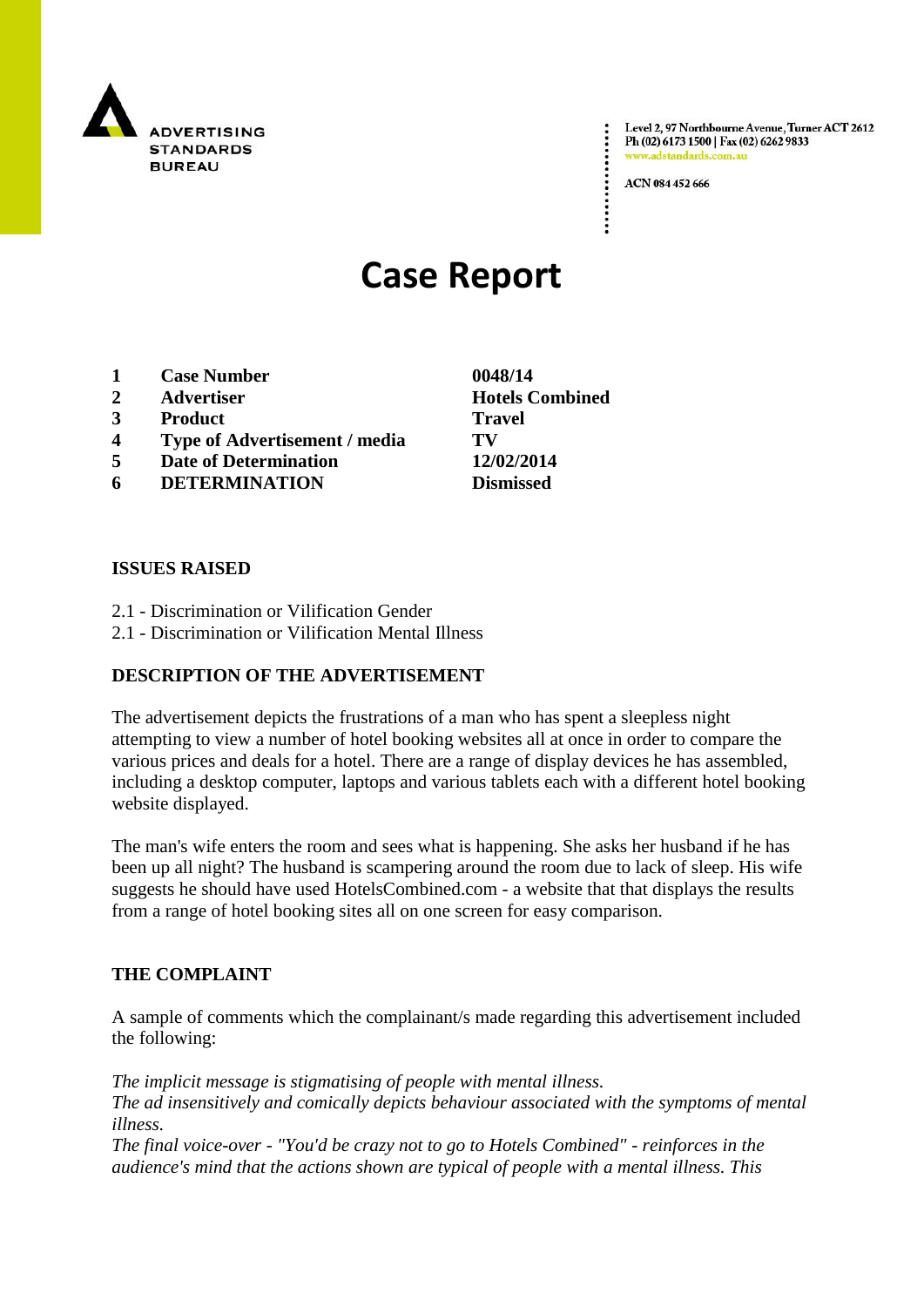ADVERTISING STANDARDS BUREAU

Level 2, 97 Northbourne Avenue, Turner ACT 2612
Ph (02) 6173 1500 | Fax (02) 6262 9833
www.adstandards.com.au

ACN 084 452 666

# Case Report

| | | |
|---|---|---|
| 1 | **Case Number** | **0048/14** |
| 2 | **Advertiser** | **Hotels Combined** |
| 3 | **Product** | **Travel** |
| 4 | **Type of Advertisement / media** | **TV** |
| 5 | **Date of Determination** | **12/02/2014** |
| 6 | **DETERMINATION** | **Dismissed** |

## ISSUES RAISED

2.1 - Discrimination or Vilification Gender
2.1 - Discrimination or Vilification Mental Illness

## DESCRIPTION OF THE ADVERTISEMENT

The advertisement depicts the frustrations of a man who has spent a sleepless night attempting to view a number of hotel booking websites all at once in order to compare the various prices and deals for a hotel. There are a range of display devices he has assembled, including a desktop computer, laptops and various tablets each with a different hotel booking website displayed.

The man's wife enters the room and sees what is happening. She asks her husband if he has been up all night? The husband is scampering around the room due to lack of sleep. His wife suggests he should have used HotelsCombined.com - a website that that displays the results from a range of hotel booking sites all on one screen for easy comparison.

## THE COMPLAINT

A sample of comments which the complainant/s made regarding this advertisement included the following:

*The implicit message is stigmatising of people with mental illness.*
*The ad insensitively and comically depicts behaviour associated with the symptoms of mental illness.*
*The final voice-over - "You'd be crazy not to go to Hotels Combined" - reinforces in the audience's mind that the actions shown are typical of people with a mental illness. This*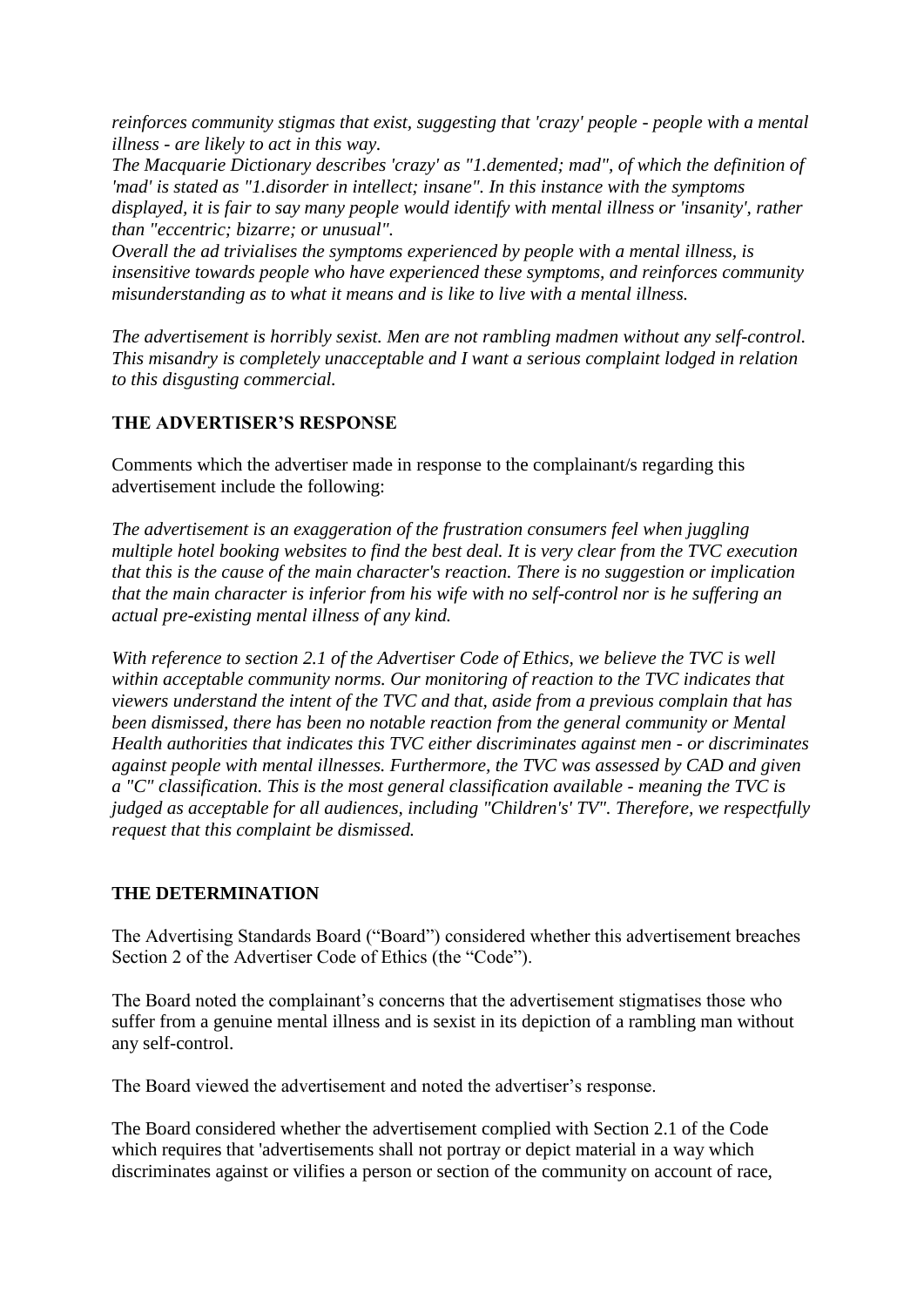*reinforces community stigmas that exist, suggesting that 'crazy' people - people with a mental illness - are likely to act in this way.*
*The Macquarie Dictionary describes 'crazy' as "1.demented; mad", of which the definition of 'mad' is stated as "1.disorder in intellect; insane". In this instance with the symptoms displayed, it is fair to say many people would identify with mental illness or 'insanity', rather than "eccentric; bizarre; or unusual".*
*Overall the ad trivialises the symptoms experienced by people with a mental illness, is insensitive towards people who have experienced these symptoms, and reinforces community misunderstanding as to what it means and is like to live with a mental illness.*

*The advertisement is horribly sexist. Men are not rambling madmen without any self-control. This misandry is completely unacceptable and I want a serious complaint lodged in relation to this disgusting commercial.*

**THE ADVERTISER'S RESPONSE**

Comments which the advertiser made in response to the complainant/s regarding this advertisement include the following:

*The advertisement is an exaggeration of the frustration consumers feel when juggling multiple hotel booking websites to find the best deal. It is very clear from the TVC execution that this is the cause of the main character's reaction. There is no suggestion or implication that the main character is inferior from his wife with no self-control nor is he suffering an actual pre-existing mental illness of any kind.*

*With reference to section 2.1 of the Advertiser Code of Ethics, we believe the TVC is well within acceptable community norms. Our monitoring of reaction to the TVC indicates that viewers understand the intent of the TVC and that, aside from a previous complain that has been dismissed, there has been no notable reaction from the general community or Mental Health authorities that indicates this TVC either discriminates against men - or discriminates against people with mental illnesses. Furthermore, the TVC was assessed by CAD and given a "C" classification. This is the most general classification available - meaning the TVC is judged as acceptable for all audiences, including "Children's' TV". Therefore, we respectfully request that this complaint be dismissed.*

**THE DETERMINATION**

The Advertising Standards Board ("Board") considered whether this advertisement breaches Section 2 of the Advertiser Code of Ethics (the "Code").

The Board noted the complainant's concerns that the advertisement stigmatises those who suffer from a genuine mental illness and is sexist in its depiction of a rambling man without any self-control.

The Board viewed the advertisement and noted the advertiser's response.

The Board considered whether the advertisement complied with Section 2.1 of the Code which requires that 'advertisements shall not portray or depict material in a way which discriminates against or vilifies a person or section of the community on account of race,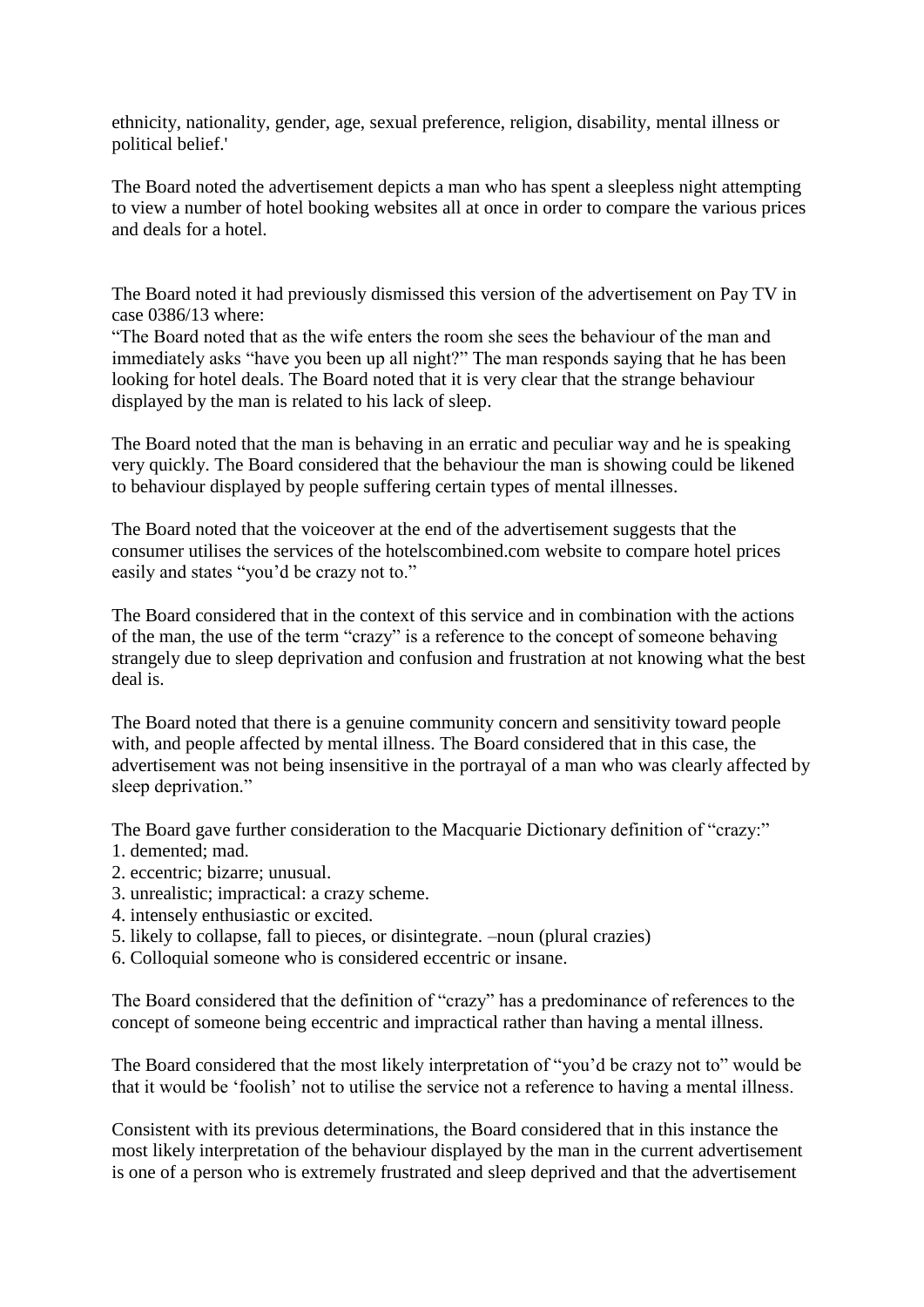ethnicity, nationality, gender, age, sexual preference, religion, disability, mental illness or political belief.'

The Board noted the advertisement depicts a man who has spent a sleepless night attempting to view a number of hotel booking websites all at once in order to compare the various prices and deals for a hotel.

The Board noted it had previously dismissed this version of the advertisement on Pay TV in case 0386/13 where:

"The Board noted that as the wife enters the room she sees the behaviour of the man and immediately asks "have you been up all night?" The man responds saying that he has been looking for hotel deals. The Board noted that it is very clear that the strange behaviour displayed by the man is related to his lack of sleep.

The Board noted that the man is behaving in an erratic and peculiar way and he is speaking very quickly. The Board considered that the behaviour the man is showing could be likened to behaviour displayed by people suffering certain types of mental illnesses.

The Board noted that the voiceover at the end of the advertisement suggests that the consumer utilises the services of the hotelscombined.com website to compare hotel prices easily and states "you'd be crazy not to."

The Board considered that in the context of this service and in combination with the actions of the man, the use of the term "crazy" is a reference to the concept of someone behaving strangely due to sleep deprivation and confusion and frustration at not knowing what the best deal is.

The Board noted that there is a genuine community concern and sensitivity toward people with, and people affected by mental illness. The Board considered that in this case, the advertisement was not being insensitive in the portrayal of a man who was clearly affected by sleep deprivation."

The Board gave further consideration to the Macquarie Dictionary definition of "crazy:"

1. demented; mad.
2. eccentric; bizarre; unusual.
3. unrealistic; impractical: a crazy scheme.
4. intensely enthusiastic or excited.
5. likely to collapse, fall to pieces, or disintegrate. –noun (plural crazies)
6. Colloquial someone who is considered eccentric or insane.

The Board considered that the definition of "crazy" has a predominance of references to the concept of someone being eccentric and impractical rather than having a mental illness.

The Board considered that the most likely interpretation of "you'd be crazy not to" would be that it would be 'foolish' not to utilise the service not a reference to having a mental illness.

Consistent with its previous determinations, the Board considered that in this instance the most likely interpretation of the behaviour displayed by the man in the current advertisement is one of a person who is extremely frustrated and sleep deprived and that the advertisement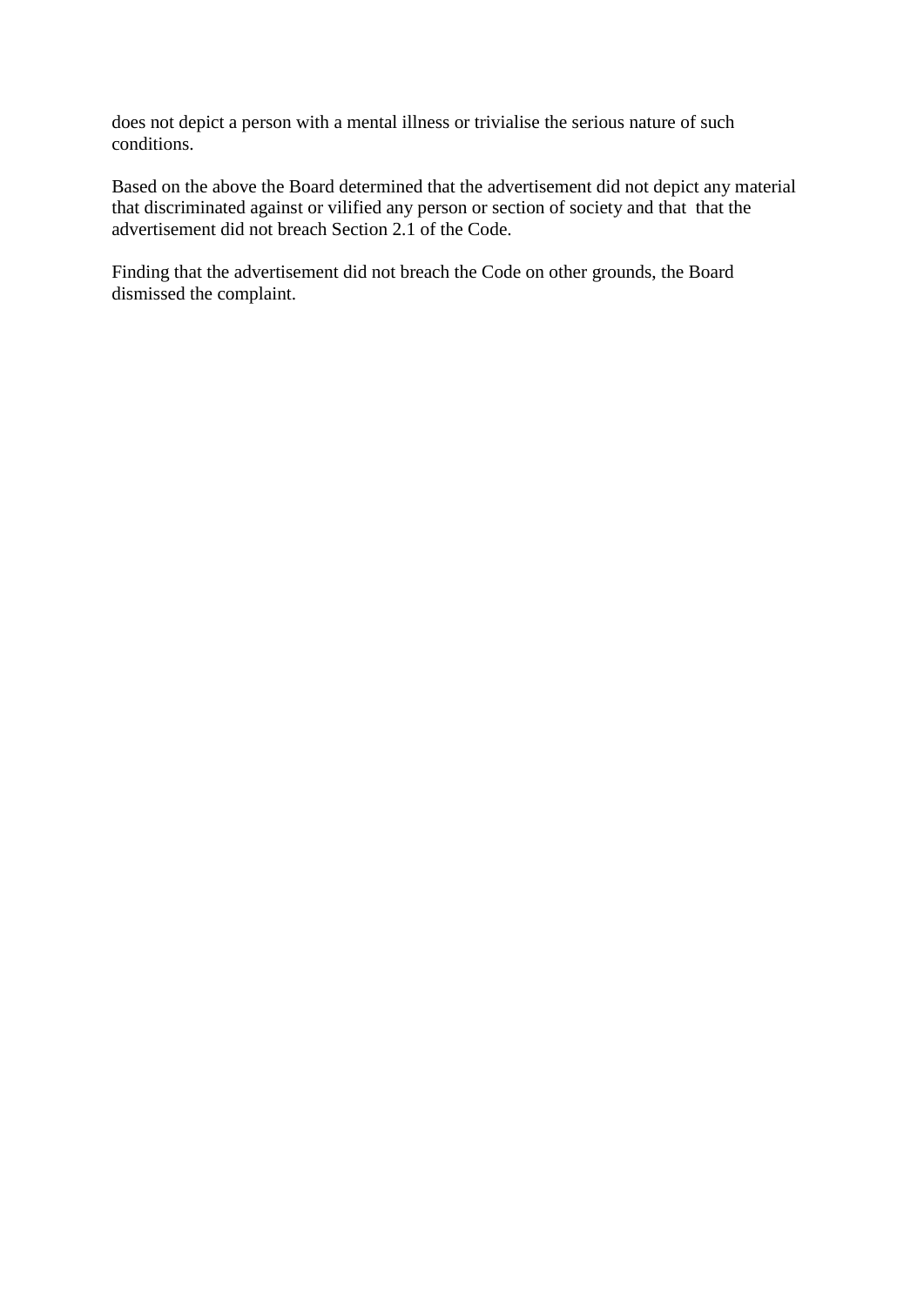does not depict a person with a mental illness or trivialise the serious nature of such conditions.

Based on the above the Board determined that the advertisement did not depict any material that discriminated against or vilified any person or section of society and that  that the advertisement did not breach Section 2.1 of the Code.

Finding that the advertisement did not breach the Code on other grounds, the Board dismissed the complaint.